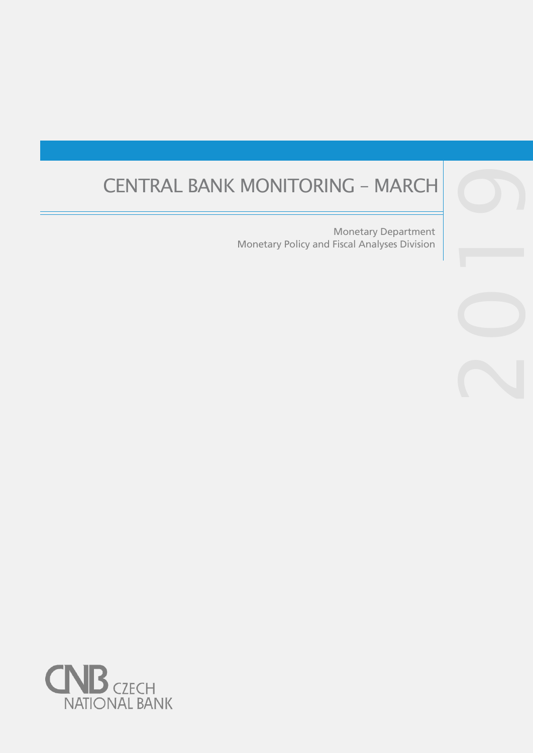# CENTRAL BANK MONITORING – MARCH

2019

Monetary Department
Monetary Policy and Fiscal Analyses Division

CNB CZECH NATIONAL BANK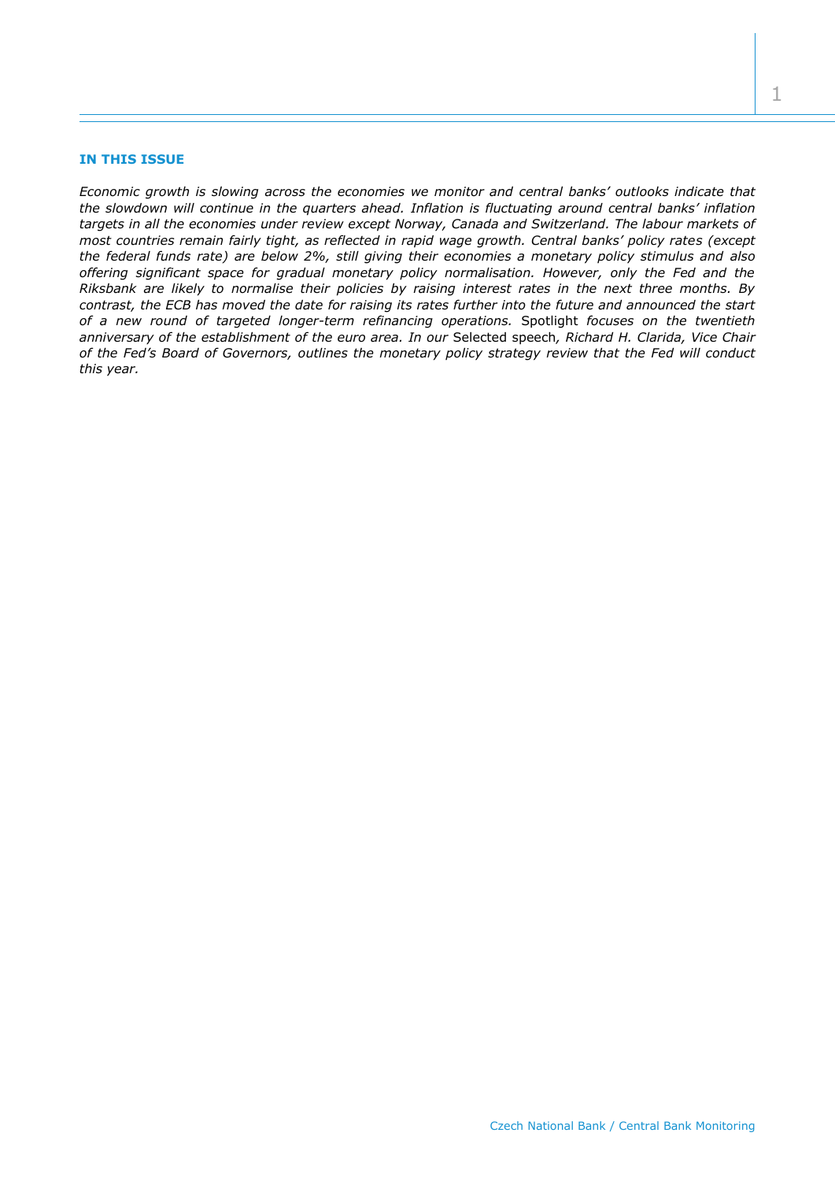### IN THIS ISSUE

*Economic growth is slowing across the economies we monitor and central banks' outlooks indicate that the slowdown will continue in the quarters ahead. Inflation is fluctuating around central banks' inflation targets in all the economies under review except Norway, Canada and Switzerland. The labour markets of most countries remain fairly tight, as reflected in rapid wage growth. Central banks' policy rates (except the federal funds rate) are below 2%, still giving their economies a monetary policy stimulus and also offering significant space for gradual monetary policy normalisation. However, only the Fed and the Riksbank are likely to normalise their policies by raising interest rates in the next three months. By contrast, the ECB has moved the date for raising its rates further into the future and announced the start of a new round of targeted longer-term refinancing operations.* Spotlight *focuses on the twentieth anniversary of the establishment of the euro area. In our* Selected speech*, Richard H. Clarida, Vice Chair of the Fed's Board of Governors, outlines the monetary policy strategy review that the Fed will conduct this year.*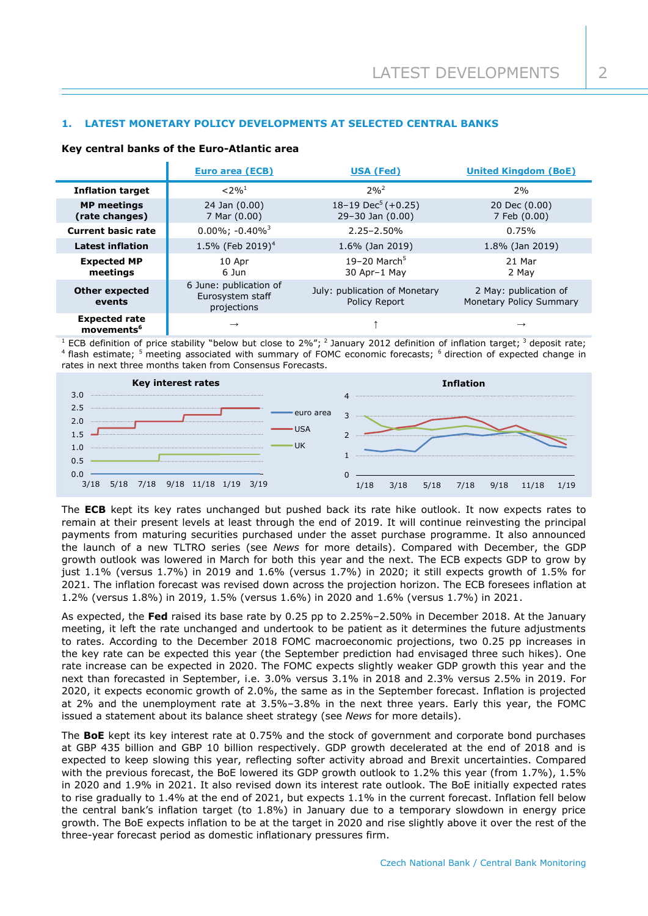## 1. LATEST MONETARY POLICY DEVELOPMENTS AT SELECTED CENTRAL BANKS

**Key central banks of the Euro-Atlantic area**

| | Euro area (ECB) | USA (Fed) | United Kingdom (BoE) |
|---|---|---|---|
| **Inflation target** | <2%[1] | 2%[2] | 2% |
| **MP meetings (rate changes)** | 24 Jan (0.00)<br>7 Mar (0.00) | 18–19 Dec[5] (+0.25)<br>29–30 Jan (0.00) | 20 Dec (0.00)<br>7 Feb (0.00) |
| **Current basic rate** | 0.00%; -0.40%[3] | 2.25–2.50% | 0.75% |
| **Latest inflation** | 1.5% (Feb 2019)[4] | 1.6% (Jan 2019) | 1.8% (Jan 2019) |
| **Expected MP meetings** | 10 Apr<br>6 Jun | 19–20 March[5]<br>30 Apr–1 May | 21 Mar<br>2 May |
| **Other expected events** | 6 June: publication of Eurosystem staff projections | July: publication of Monetary Policy Report | 2 May: publication of Monetary Policy Summary |
| **Expected rate movements[6]** | → | ↑ | → |

[1] ECB definition of price stability "below but close to 2%"; [2] January 2012 definition of inflation target; [3] deposit rate; [4] flash estimate; [5] meeting associated with summary of FOMC economic forecasts; [6] direction of expected change in rates in next three months taken from Consensus Forecasts.

The **ECB** kept its key rates unchanged but pushed back its rate hike outlook. It now expects rates to remain at their present levels at least through the end of 2019. It will continue reinvesting the principal payments from maturing securities purchased under the asset purchase programme. It also announced the launch of a new TLTRO series (see *News* for more details). Compared with December, the GDP growth outlook was lowered in March for both this year and the next. The ECB expects GDP to grow by just 1.1% (versus 1.7%) in 2019 and 1.6% (versus 1.7%) in 2020; it still expects growth of 1.5% for 2021. The inflation forecast was revised down across the projection horizon. The ECB foresees inflation at 1.2% (versus 1.8%) in 2019, 1.5% (versus 1.6%) in 2020 and 1.6% (versus 1.7%) in 2021.

As expected, the **Fed** raised its base rate by 0.25 pp to 2.25%–2.50% in December 2018. At the January meeting, it left the rate unchanged and undertook to be patient as it determines the future adjustments to rates. According to the December 2018 FOMC macroeconomic projections, two 0.25 pp increases in the key rate can be expected this year (the September prediction had envisaged three such hikes). One rate increase can be expected in 2020. The FOMC expects slightly weaker GDP growth this year and the next than forecasted in September, i.e. 3.0% versus 3.1% in 2018 and 2.3% versus 2.5% in 2019. For 2020, it expects economic growth of 2.0%, the same as in the September forecast. Inflation is projected at 2% and the unemployment rate at 3.5%–3.8% in the next three years. Early this year, the FOMC issued a statement about its balance sheet strategy (see *News* for more details).

The **BoE** kept its key interest rate at 0.75% and the stock of government and corporate bond purchases at GBP 435 billion and GBP 10 billion respectively. GDP growth decelerated at the end of 2018 and is expected to keep slowing this year, reflecting softer activity abroad and Brexit uncertainties. Compared with the previous forecast, the BoE lowered its GDP growth outlook to 1.2% this year (from 1.7%), 1.5% in 2020 and 1.9% in 2021. It also revised down its interest rate outlook. The BoE initially expected rates to rise gradually to 1.4% at the end of 2021, but expects 1.1% in the current forecast. Inflation fell below the central bank's inflation target (to 1.8%) in January due to a temporary slowdown in energy price growth. The BoE expects inflation to be at the target in 2020 and rise slightly above it over the rest of the three-year forecast period as domestic inflationary pressures firm.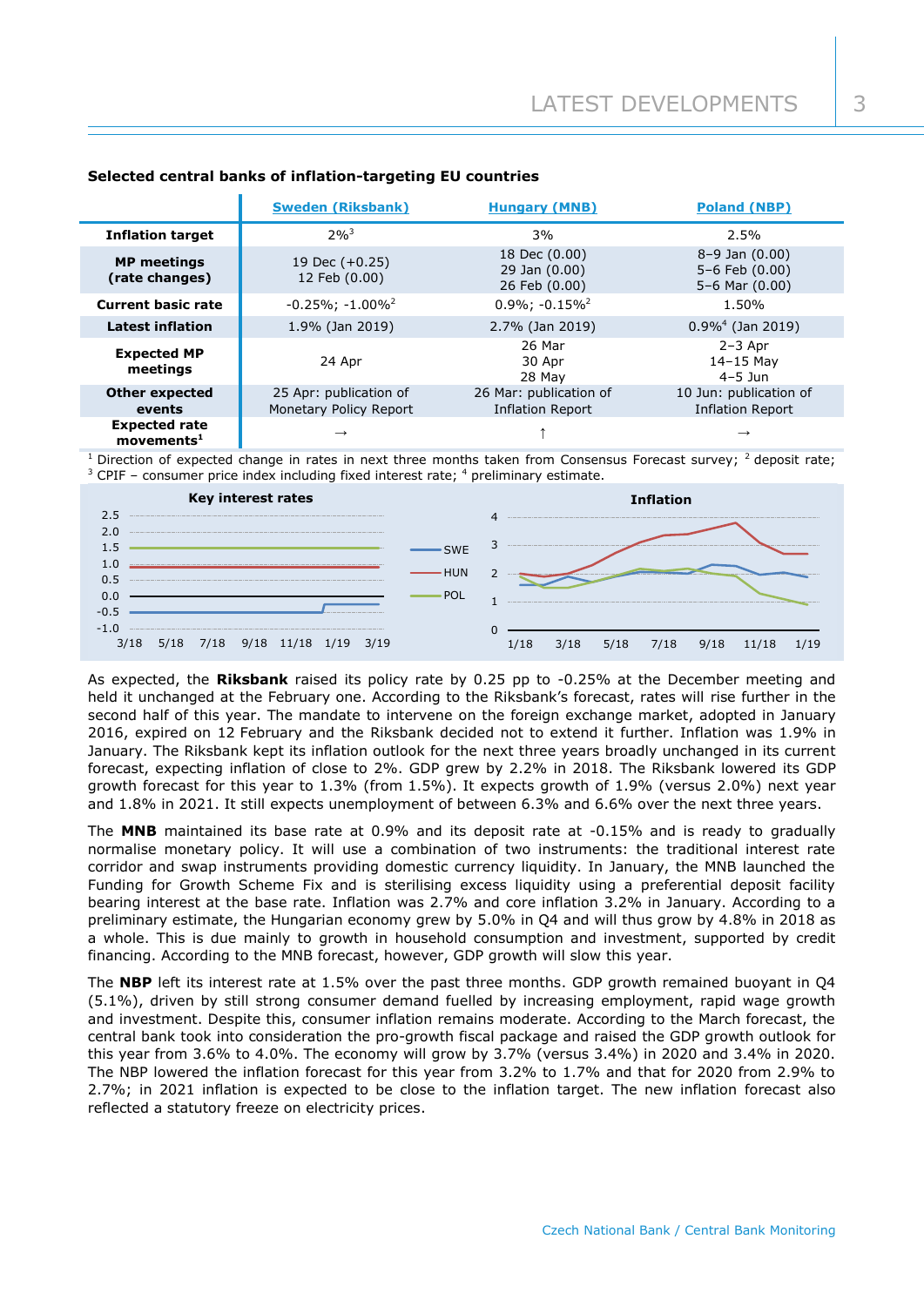**Selected central banks of inflation-targeting EU countries**

| | Sweden (Riksbank) | Hungary (MNB) | Poland (NBP) |
|---|---|---|---|
| **Inflation target** | 2%[3] | 3% | 2.5% |
| **MP meetings (rate changes)** | 19 Dec (+0.25)<br>12 Feb (0.00) | 18 Dec (0.00)<br>29 Jan (0.00)<br>26 Feb (0.00) | 8–9 Jan (0.00)<br>5–6 Feb (0.00)<br>5–6 Mar (0.00) |
| **Current basic rate** | -0.25%; -1.00%[2] | 0.9%; -0.15%[2] | 1.50% |
| **Latest inflation** | 1.9% (Jan 2019) | 2.7% (Jan 2019) | 0.9%[4] (Jan 2019) |
| **Expected MP meetings** | 24 Apr | 26 Mar<br>30 Apr<br>28 May | 2–3 Apr<br>14–15 May<br>4–5 Jun |
| **Other expected events** | 25 Apr: publication of Monetary Policy Report | 26 Mar: publication of Inflation Report | 10 Jun: publication of Inflation Report |
| **Expected rate movements[1]** | → | ↑ | → |

[1] Direction of expected change in rates in next three months taken from Consensus Forecast survey; [2] deposit rate; [3] CPIF – consumer price index including fixed interest rate; [4] preliminary estimate.

As expected, the **Riksbank** raised its policy rate by 0.25 pp to -0.25% at the December meeting and held it unchanged at the February one. According to the Riksbank's forecast, rates will rise further in the second half of this year. The mandate to intervene on the foreign exchange market, adopted in January 2016, expired on 12 February and the Riksbank decided not to extend it further. Inflation was 1.9% in January. The Riksbank kept its inflation outlook for the next three years broadly unchanged in its current forecast, expecting inflation of close to 2%. GDP grew by 2.2% in 2018. The Riksbank lowered its GDP growth forecast for this year to 1.3% (from 1.5%). It expects growth of 1.9% (versus 2.0%) next year and 1.8% in 2021. It still expects unemployment of between 6.3% and 6.6% over the next three years.

The **MNB** maintained its base rate at 0.9% and its deposit rate at -0.15% and is ready to gradually normalise monetary policy. It will use a combination of two instruments: the traditional interest rate corridor and swap instruments providing domestic currency liquidity. In January, the MNB launched the Funding for Growth Scheme Fix and is sterilising excess liquidity using a preferential deposit facility bearing interest at the base rate. Inflation was 2.7% and core inflation 3.2% in January. According to a preliminary estimate, the Hungarian economy grew by 5.0% in Q4 and will thus grow by 4.8% in 2018 as a whole. This is due mainly to growth in household consumption and investment, supported by credit financing. According to the MNB forecast, however, GDP growth will slow this year.

The **NBP** left its interest rate at 1.5% over the past three months. GDP growth remained buoyant in Q4 (5.1%), driven by still strong consumer demand fuelled by increasing employment, rapid wage growth and investment. Despite this, consumer inflation remains moderate. According to the March forecast, the central bank took into consideration the pro-growth fiscal package and raised the GDP growth outlook for this year from 3.6% to 4.0%. The economy will grow by 3.7% (versus 3.4%) in 2020 and 3.4% in 2020. The NBP lowered the inflation forecast for this year from 3.2% to 1.7% and that for 2020 from 2.9% to 2.7%; in 2021 inflation is expected to be close to the inflation target. The new inflation forecast also reflected a statutory freeze on electricity prices.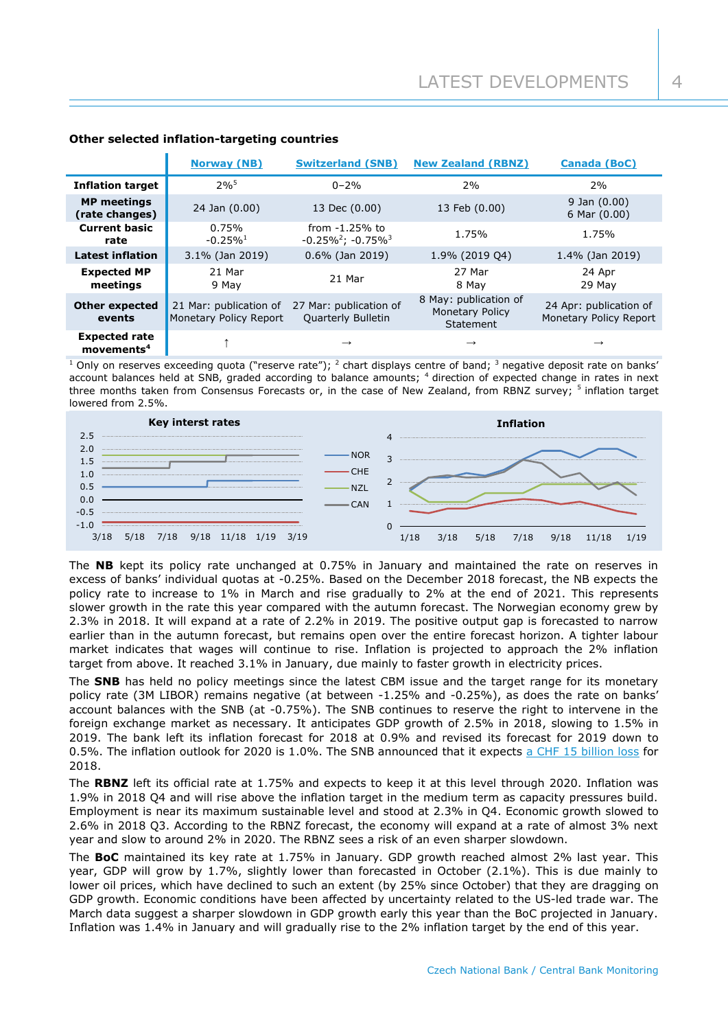**Other selected inflation-targeting countries**

| | Norway (NB) | Switzerland (SNB) | New Zealand (RBNZ) | Canada (BoC) |
|---|---|---|---|---|
| **Inflation target** | 2%[5] | 0–2% | 2% | 2% |
| **MP meetings (rate changes)** | 24 Jan (0.00) | 13 Dec (0.00) | 13 Feb (0.00) | 9 Jan (0.00)<br>6 Mar (0.00) |
| **Current basic rate** | 0.75%<br>-0.25%[1] | from -1.25% to -0.25%[2]; -0.75%[3] | 1.75% | 1.75% |
| **Latest inflation** | 3.1% (Jan 2019) | 0.6% (Jan 2019) | 1.9% (2019 Q4) | 1.4% (Jan 2019) |
| **Expected MP meetings** | 21 Mar<br>9 May | 21 Mar | 27 Mar<br>8 May | 24 Apr<br>29 May |
| **Other expected events** | 21 Mar: publication of Monetary Policy Report | 27 Mar: publication of Quarterly Bulletin | 8 May: publication of Monetary Policy Statement | 24 Apr: publication of Monetary Policy Report |
| **Expected rate movements[4]** | ↑ | → | → | → |

[1] Only on reserves exceeding quota ("reserve rate"); [2] chart displays centre of band; [3] negative deposit rate on banks' account balances held at SNB, graded according to balance amounts; [4] direction of expected change in rates in next three months taken from Consensus Forecasts or, in the case of New Zealand, from RBNZ survey; [5] inflation target lowered from 2.5%.

**Key interst rates** | **Inflation**

(Legend: NOR, CHE, NZL, CAN)

The **NB** kept its policy rate unchanged at 0.75% in January and maintained the rate on reserves in excess of banks' individual quotas at -0.25%. Based on the December 2018 forecast, the NB expects the policy rate to increase to 1% in March and rise gradually to 2% at the end of 2021. This represents slower growth in the rate this year compared with the autumn forecast. The Norwegian economy grew by 2.3% in 2018. It will expand at a rate of 2.2% in 2019. The positive output gap is forecasted to narrow earlier than in the autumn forecast, but remains open over the entire forecast horizon. A tighter labour market indicates that wages will continue to rise. Inflation is projected to approach the 2% inflation target from above. It reached 3.1% in January, due mainly to faster growth in electricity prices.

The **SNB** has held no policy meetings since the latest CBM issue and the target range for its monetary policy rate (3M LIBOR) remains negative (at between -1.25% and -0.25%), as does the rate on banks' account balances with the SNB (at -0.75%). The SNB continues to reserve the right to intervene in the foreign exchange market as necessary. It anticipates GDP growth of 2.5% in 2018, slowing to 1.5% in 2019. The bank left its inflation forecast for 2018 at 0.9% and revised its forecast for 2019 down to 0.5%. The inflation outlook for 2020 is 1.0%. The SNB announced that it expects a CHF 15 billion loss for 2018.

The **RBNZ** left its official rate at 1.75% and expects to keep it at this level through 2020. Inflation was 1.9% in 2018 Q4 and will rise above the inflation target in the medium term as capacity pressures build. Employment is near its maximum sustainable level and stood at 2.3% in Q4. Economic growth slowed to 2.6% in 2018 Q3. According to the RBNZ forecast, the economy will expand at a rate of almost 3% next year and slow to around 2% in 2020. The RBNZ sees a risk of an even sharper slowdown.

The **BoC** maintained its key rate at 1.75% in January. GDP growth reached almost 2% last year. This year, GDP will grow by 1.7%, slightly lower than forecasted in October (2.1%). This is due mainly to lower oil prices, which have declined to such an extent (by 25% since October) that they are dragging on GDP growth. Economic conditions have been affected by uncertainty related to the US-led trade war. The March data suggest a sharper slowdown in GDP growth early this year than the BoC projected in January. Inflation was 1.4% in January and will gradually rise to the 2% inflation target by the end of this year.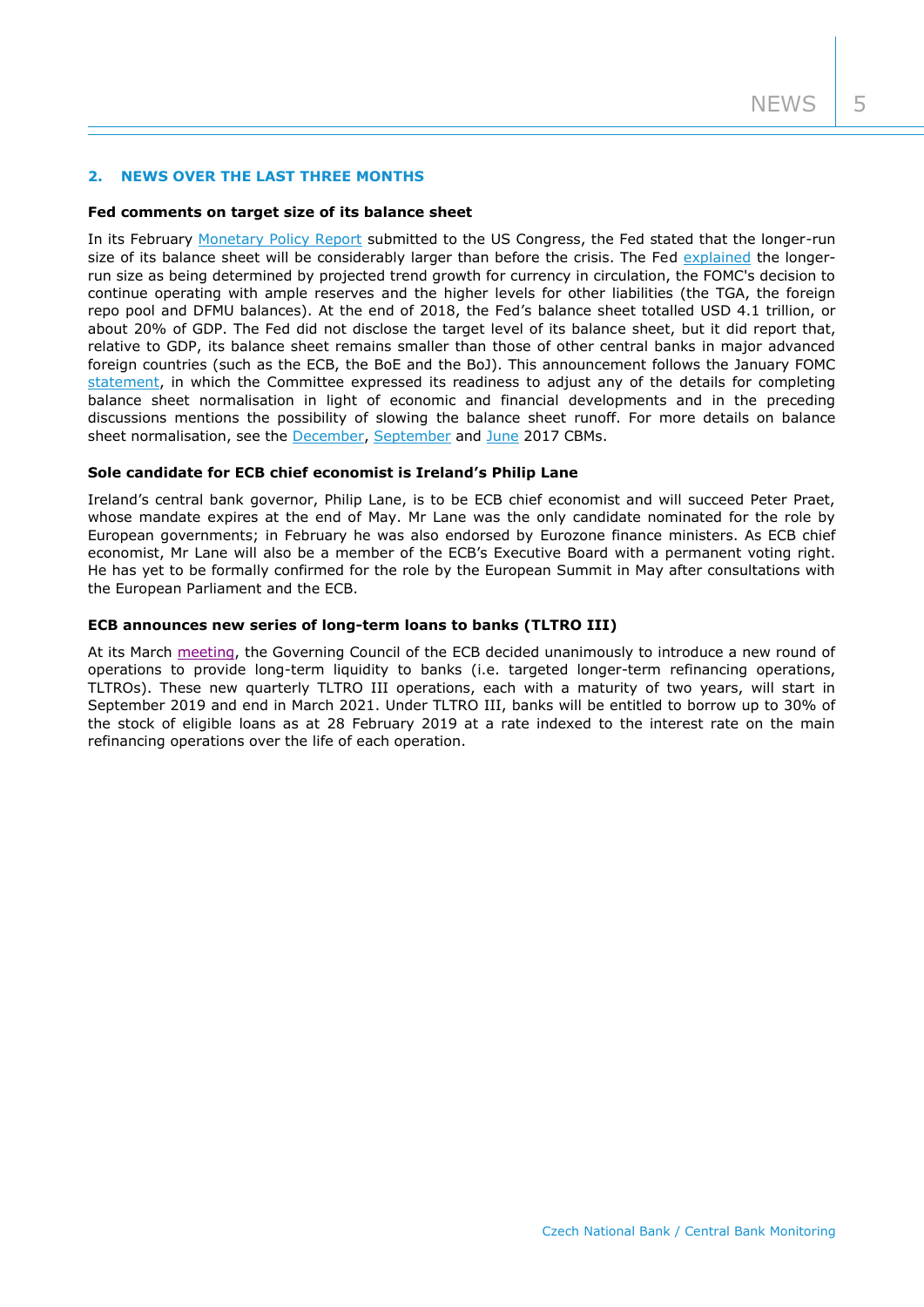## 2. NEWS OVER THE LAST THREE MONTHS

### Fed comments on target size of its balance sheet

In its February Monetary Policy Report submitted to the US Congress, the Fed stated that the longer-run size of its balance sheet will be considerably larger than before the crisis. The Fed explained the longer-run size as being determined by projected trend growth for currency in circulation, the FOMC's decision to continue operating with ample reserves and the higher levels for other liabilities (the TGA, the foreign repo pool and DFMU balances). At the end of 2018, the Fed's balance sheet totalled USD 4.1 trillion, or about 20% of GDP. The Fed did not disclose the target level of its balance sheet, but it did report that, relative to GDP, its balance sheet remains smaller than those of other central banks in major advanced foreign countries (such as the ECB, the BoE and the BoJ). This announcement follows the January FOMC statement, in which the Committee expressed its readiness to adjust any of the details for completing balance sheet normalisation in light of economic and financial developments and in the preceding discussions mentions the possibility of slowing the balance sheet runoff. For more details on balance sheet normalisation, see the December, September and June 2017 CBMs.

### Sole candidate for ECB chief economist is Ireland's Philip Lane

Ireland's central bank governor, Philip Lane, is to be ECB chief economist and will succeed Peter Praet, whose mandate expires at the end of May. Mr Lane was the only candidate nominated for the role by European governments; in February he was also endorsed by Eurozone finance ministers. As ECB chief economist, Mr Lane will also be a member of the ECB's Executive Board with a permanent voting right. He has yet to be formally confirmed for the role by the European Summit in May after consultations with the European Parliament and the ECB.

### ECB announces new series of long-term loans to banks (TLTRO III)

At its March meeting, the Governing Council of the ECB decided unanimously to introduce a new round of operations to provide long-term liquidity to banks (i.e. targeted longer-term refinancing operations, TLTROs). These new quarterly TLTRO III operations, each with a maturity of two years, will start in September 2019 and end in March 2021. Under TLTRO III, banks will be entitled to borrow up to 30% of the stock of eligible loans as at 28 February 2019 at a rate indexed to the interest rate on the main refinancing operations over the life of each operation.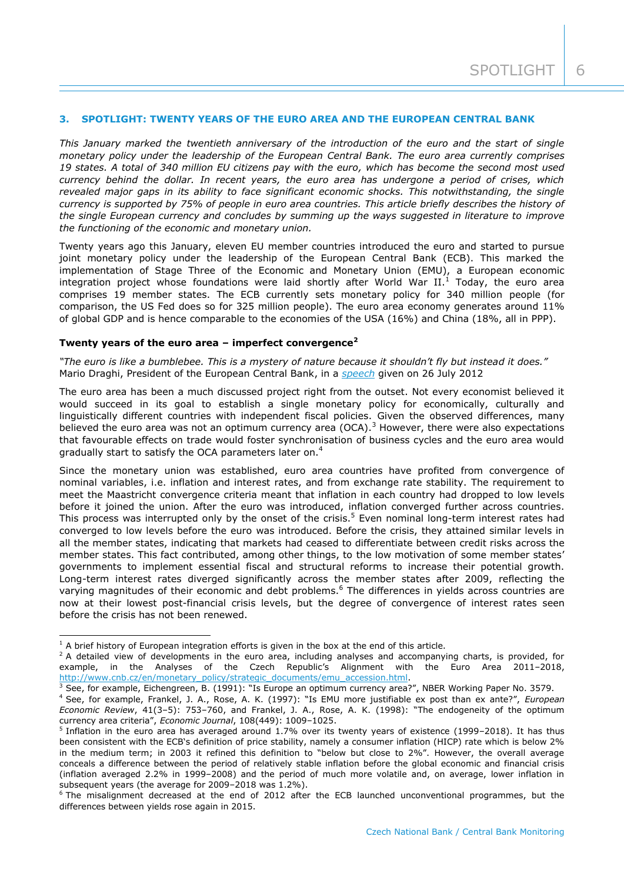## 3. SPOTLIGHT: TWENTY YEARS OF THE EURO AREA AND THE EUROPEAN CENTRAL BANK

*This January marked the twentieth anniversary of the introduction of the euro and the start of single monetary policy under the leadership of the European Central Bank. The euro area currently comprises 19 states. A total of 340 million EU citizens pay with the euro, which has become the second most used currency behind the dollar. In recent years, the euro area has undergone a period of crises, which revealed major gaps in its ability to face significant economic shocks. This notwithstanding, the single currency is supported by 75% of people in euro area countries. This article briefly describes the history of the single European currency and concludes by summing up the ways suggested in literature to improve the functioning of the economic and monetary union.*

Twenty years ago this January, eleven EU member countries introduced the euro and started to pursue joint monetary policy under the leadership of the European Central Bank (ECB). This marked the implementation of Stage Three of the Economic and Monetary Union (EMU), a European economic integration project whose foundations were laid shortly after World War II.[1] Today, the euro area comprises 19 member states. The ECB currently sets monetary policy for 340 million people (for comparison, the US Fed does so for 325 million people). The euro area economy generates around 11% of global GDP and is hence comparable to the economies of the USA (16%) and China (18%, all in PPP).

### Twenty years of the euro area – imperfect convergence[2]

*"The euro is like a bumblebee. This is a mystery of nature because it shouldn't fly but instead it does."*
Mario Draghi, President of the European Central Bank, in a *speech* given on 26 July 2012

The euro area has been a much discussed project right from the outset. Not every economist believed it would succeed in its goal to establish a single monetary policy for economically, culturally and linguistically different countries with independent fiscal policies. Given the observed differences, many believed the euro area was not an optimum currency area (OCA).[3] However, there were also expectations that favourable effects on trade would foster synchronisation of business cycles and the euro area would gradually start to satisfy the OCA parameters later on.[4]

Since the monetary union was established, euro area countries have profited from convergence of nominal variables, i.e. inflation and interest rates, and from exchange rate stability. The requirement to meet the Maastricht convergence criteria meant that inflation in each country had dropped to low levels before it joined the union. After the euro was introduced, inflation converged further across countries. This process was interrupted only by the onset of the crisis.[5] Even nominal long-term interest rates had converged to low levels before the euro was introduced. Before the crisis, they attained similar levels in all the member states, indicating that markets had ceased to differentiate between credit risks across the member states. This fact contributed, among other things, to the low motivation of some member states' governments to implement essential fiscal and structural reforms to increase their potential growth. Long-term interest rates diverged significantly across the member states after 2009, reflecting the varying magnitudes of their economic and debt problems.[6] The differences in yields across countries are now at their lowest post-financial crisis levels, but the degree of convergence of interest rates seen before the crisis has not been renewed.

---

[1] A brief history of European integration efforts is given in the box at the end of this article.

[2] A detailed view of developments in the euro area, including analyses and accompanying charts, is provided, for example, in the Analyses of the Czech Republic's Alignment with the Euro Area 2011–2018, http://www.cnb.cz/en/monetary_policy/strategic_documents/emu_accession.html.

[3] See, for example, Eichengreen, B. (1991): "Is Europe an optimum currency area?", NBER Working Paper No. 3579.

[4] See, for example, Frankel, J. A., Rose, A. K. (1997): "Is EMU more justifiable ex post than ex ante?", *European Economic Review*, 41(3–5): 753–760, and Frankel, J. A., Rose, A. K. (1998): "The endogeneity of the optimum currency area criteria", *Economic Journal*, 108(449): 1009–1025.

[5] Inflation in the euro area has averaged around 1.7% over its twenty years of existence (1999–2018). It has thus been consistent with the ECB's definition of price stability, namely a consumer inflation (HICP) rate which is below 2% in the medium term; in 2003 it refined this definition to "below but close to 2%". However, the overall average conceals a difference between the period of relatively stable inflation before the global economic and financial crisis (inflation averaged 2.2% in 1999–2008) and the period of much more volatile and, on average, lower inflation in subsequent years (the average for 2009–2018 was 1.2%).

[6] The misalignment decreased at the end of 2012 after the ECB launched unconventional programmes, but the differences between yields rose again in 2015.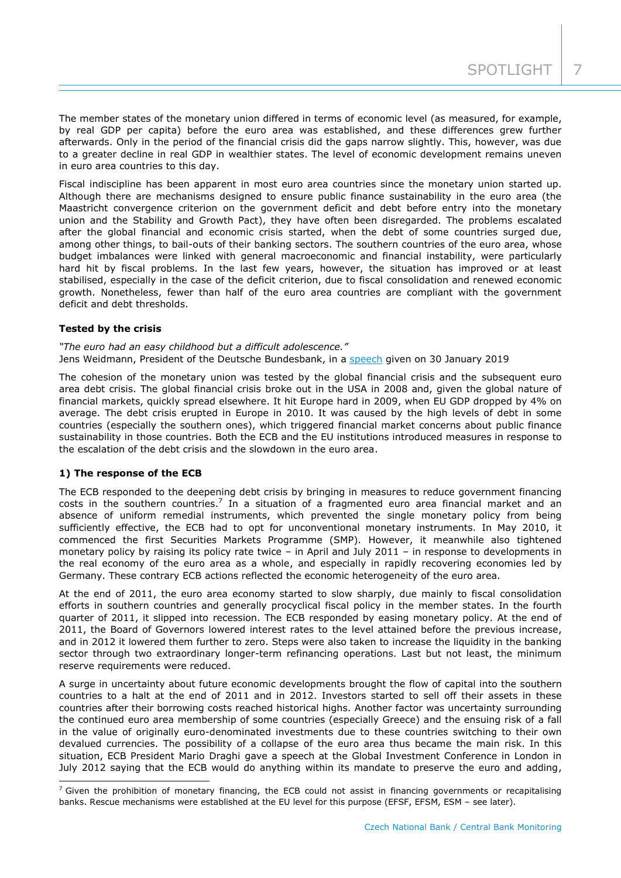The member states of the monetary union differed in terms of economic level (as measured, for example, by real GDP per capita) before the euro area was established, and these differences grew further afterwards. Only in the period of the financial crisis did the gaps narrow slightly. This, however, was due to a greater decline in real GDP in wealthier states. The level of economic development remains uneven in euro area countries to this day.

Fiscal indiscipline has been apparent in most euro area countries since the monetary union started up. Although there are mechanisms designed to ensure public finance sustainability in the euro area (the Maastricht convergence criterion on the government deficit and debt before entry into the monetary union and the Stability and Growth Pact), they have often been disregarded. The problems escalated after the global financial and economic crisis started, when the debt of some countries surged due, among other things, to bail-outs of their banking sectors. The southern countries of the euro area, whose budget imbalances were linked with general macroeconomic and financial instability, were particularly hard hit by fiscal problems. In the last few years, however, the situation has improved or at least stabilised, especially in the case of the deficit criterion, due to fiscal consolidation and renewed economic growth. Nonetheless, fewer than half of the euro area countries are compliant with the government deficit and debt thresholds.

**Tested by the crisis**

*"The euro had an easy childhood but a difficult adolescence."*
Jens Weidmann, President of the Deutsche Bundesbank, in a speech given on 30 January 2019

The cohesion of the monetary union was tested by the global financial crisis and the subsequent euro area debt crisis. The global financial crisis broke out in the USA in 2008 and, given the global nature of financial markets, quickly spread elsewhere. It hit Europe hard in 2009, when EU GDP dropped by 4% on average. The debt crisis erupted in Europe in 2010. It was caused by the high levels of debt in some countries (especially the southern ones), which triggered financial market concerns about public finance sustainability in those countries. Both the ECB and the EU institutions introduced measures in response to the escalation of the debt crisis and the slowdown in the euro area.

**1) The response of the ECB**

The ECB responded to the deepening debt crisis by bringing in measures to reduce government financing costs in the southern countries.[7] In a situation of a fragmented euro area financial market and an absence of uniform remedial instruments, which prevented the single monetary policy from being sufficiently effective, the ECB had to opt for unconventional monetary instruments. In May 2010, it commenced the first Securities Markets Programme (SMP). However, it meanwhile also tightened monetary policy by raising its policy rate twice – in April and July 2011 – in response to developments in the real economy of the euro area as a whole, and especially in rapidly recovering economies led by Germany. These contrary ECB actions reflected the economic heterogeneity of the euro area.

At the end of 2011, the euro area economy started to slow sharply, due mainly to fiscal consolidation efforts in southern countries and generally procyclical fiscal policy in the member states. In the fourth quarter of 2011, it slipped into recession. The ECB responded by easing monetary policy. At the end of 2011, the Board of Governors lowered interest rates to the level attained before the previous increase, and in 2012 it lowered them further to zero. Steps were also taken to increase the liquidity in the banking sector through two extraordinary longer-term refinancing operations. Last but not least, the minimum reserve requirements were reduced.

A surge in uncertainty about future economic developments brought the flow of capital into the southern countries to a halt at the end of 2011 and in 2012. Investors started to sell off their assets in these countries after their borrowing costs reached historical highs. Another factor was uncertainty surrounding the continued euro area membership of some countries (especially Greece) and the ensuing risk of a fall in the value of originally euro-denominated investments due to these countries switching to their own devalued currencies. The possibility of a collapse of the euro area thus became the main risk. In this situation, ECB President Mario Draghi gave a speech at the Global Investment Conference in London in July 2012 saying that the ECB would do anything within its mandate to preserve the euro and adding,

[7] Given the prohibition of monetary financing, the ECB could not assist in financing governments or recapitalising banks. Rescue mechanisms were established at the EU level for this purpose (EFSF, EFSM, ESM – see later).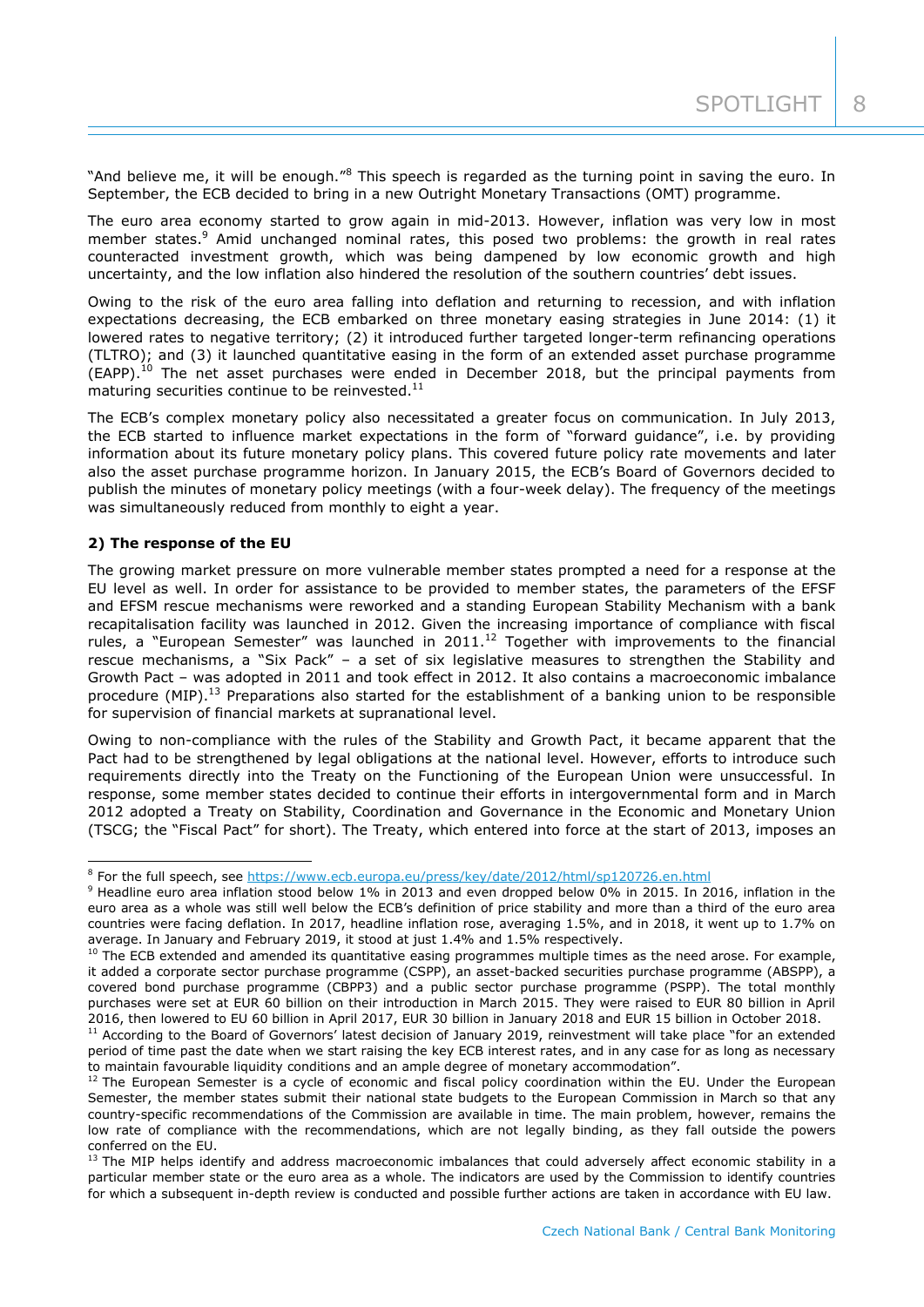"And believe me, it will be enough."[8] This speech is regarded as the turning point in saving the euro. In September, the ECB decided to bring in a new Outright Monetary Transactions (OMT) programme.

The euro area economy started to grow again in mid-2013. However, inflation was very low in most member states.[9] Amid unchanged nominal rates, this posed two problems: the growth in real rates counteracted investment growth, which was being dampened by low economic growth and high uncertainty, and the low inflation also hindered the resolution of the southern countries' debt issues.

Owing to the risk of the euro area falling into deflation and returning to recession, and with inflation expectations decreasing, the ECB embarked on three monetary easing strategies in June 2014: (1) it lowered rates to negative territory; (2) it introduced further targeted longer-term refinancing operations (TLTRO); and (3) it launched quantitative easing in the form of an extended asset purchase programme (EAPP).[10] The net asset purchases were ended in December 2018, but the principal payments from maturing securities continue to be reinvested.[11]

The ECB's complex monetary policy also necessitated a greater focus on communication. In July 2013, the ECB started to influence market expectations in the form of "forward guidance", i.e. by providing information about its future monetary policy plans. This covered future policy rate movements and later also the asset purchase programme horizon. In January 2015, the ECB's Board of Governors decided to publish the minutes of monetary policy meetings (with a four-week delay). The frequency of the meetings was simultaneously reduced from monthly to eight a year.

**2) The response of the EU**

The growing market pressure on more vulnerable member states prompted a need for a response at the EU level as well. In order for assistance to be provided to member states, the parameters of the EFSF and EFSM rescue mechanisms were reworked and a standing European Stability Mechanism with a bank recapitalisation facility was launched in 2012. Given the increasing importance of compliance with fiscal rules, a "European Semester" was launched in 2011.[12] Together with improvements to the financial rescue mechanisms, a "Six Pack" – a set of six legislative measures to strengthen the Stability and Growth Pact – was adopted in 2011 and took effect in 2012. It also contains a macroeconomic imbalance procedure (MIP).[13] Preparations also started for the establishment of a banking union to be responsible for supervision of financial markets at supranational level.

Owing to non-compliance with the rules of the Stability and Growth Pact, it became apparent that the Pact had to be strengthened by legal obligations at the national level. However, efforts to introduce such requirements directly into the Treaty on the Functioning of the European Union were unsuccessful. In response, some member states decided to continue their efforts in intergovernmental form and in March 2012 adopted a Treaty on Stability, Coordination and Governance in the Economic and Monetary Union (TSCG; the "Fiscal Pact" for short). The Treaty, which entered into force at the start of 2013, imposes an

---

[8] For the full speech, see https://www.ecb.europa.eu/press/key/date/2012/html/sp120726.en.html

[9] Headline euro area inflation stood below 1% in 2013 and even dropped below 0% in 2015. In 2016, inflation in the euro area as a whole was still well below the ECB's definition of price stability and more than a third of the euro area countries were facing deflation. In 2017, headline inflation rose, averaging 1.5%, and in 2018, it went up to 1.7% on average. In January and February 2019, it stood at just 1.4% and 1.5% respectively.

[10] The ECB extended and amended its quantitative easing programmes multiple times as the need arose. For example, it added a corporate sector purchase programme (CSPP), an asset-backed securities purchase programme (ABSPP), a covered bond purchase programme (CBPP3) and a public sector purchase programme (PSPP). The total monthly purchases were set at EUR 60 billion on their introduction in March 2015. They were raised to EUR 80 billion in April 2016, then lowered to EUR 60 billion in April 2017, EUR 30 billion in January 2018 and EUR 15 billion in October 2018.

[11] According to the Board of Governors' latest decision of January 2019, reinvestment will take place "for an extended period of time past the date when we start raising the key ECB interest rates, and in any case for as long as necessary to maintain favourable liquidity conditions and an ample degree of monetary accommodation".

[12] The European Semester is a cycle of economic and fiscal policy coordination within the EU. Under the European Semester, the member states submit their national state budgets to the European Commission in March so that any country-specific recommendations of the Commission are available in time. The main problem, however, remains the low rate of compliance with the recommendations, which are not legally binding, as they fall outside the powers conferred on the EU.

[13] The MIP helps identify and address macroeconomic imbalances that could adversely affect economic stability in a particular member state or the euro area as a whole. The indicators are used by the Commission to identify countries for which a subsequent in-depth review is conducted and possible further actions are taken in accordance with EU law.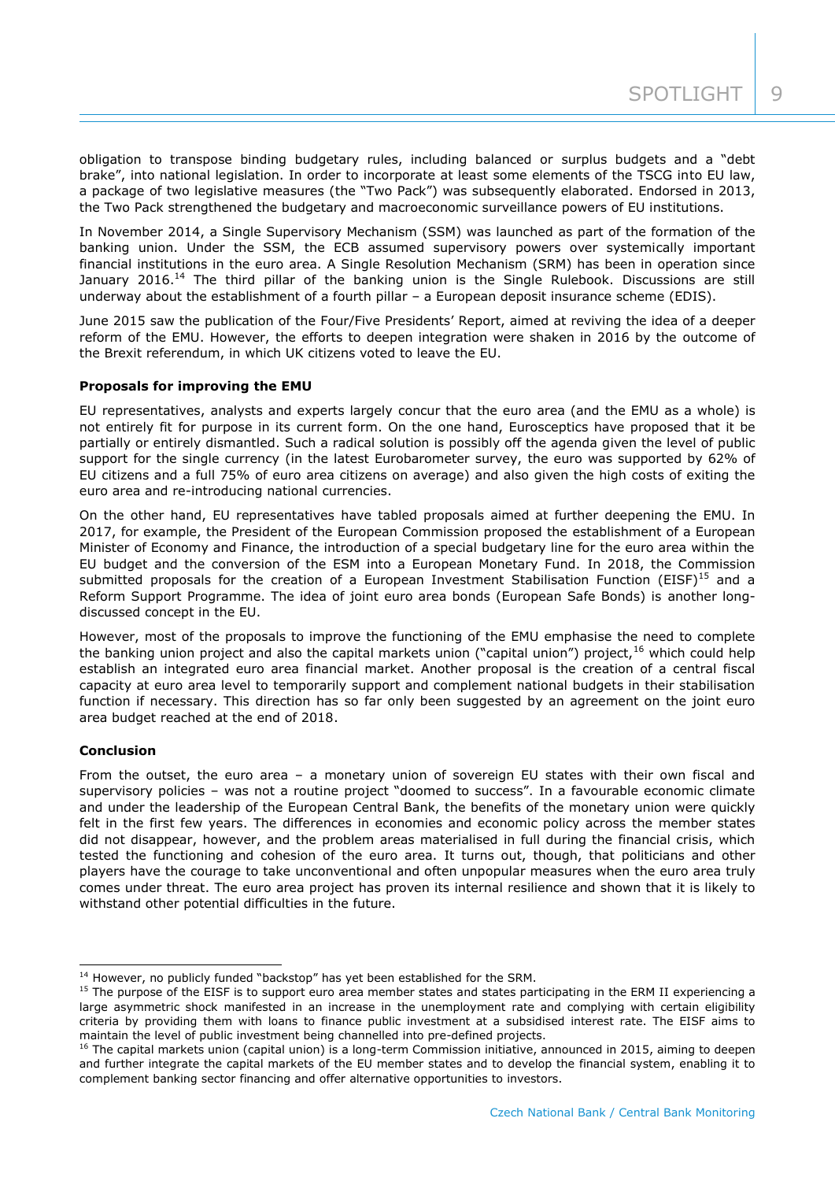obligation to transpose binding budgetary rules, including balanced or surplus budgets and a "debt brake", into national legislation. In order to incorporate at least some elements of the TSCG into EU law, a package of two legislative measures (the "Two Pack") was subsequently elaborated. Endorsed in 2013, the Two Pack strengthened the budgetary and macroeconomic surveillance powers of EU institutions.

In November 2014, a Single Supervisory Mechanism (SSM) was launched as part of the formation of the banking union. Under the SSM, the ECB assumed supervisory powers over systemically important financial institutions in the euro area. A Single Resolution Mechanism (SRM) has been in operation since January 2016.[14] The third pillar of the banking union is the Single Rulebook. Discussions are still underway about the establishment of a fourth pillar – a European deposit insurance scheme (EDIS).

June 2015 saw the publication of the Four/Five Presidents' Report, aimed at reviving the idea of a deeper reform of the EMU. However, the efforts to deepen integration were shaken in 2016 by the outcome of the Brexit referendum, in which UK citizens voted to leave the EU.

**Proposals for improving the EMU**

EU representatives, analysts and experts largely concur that the euro area (and the EMU as a whole) is not entirely fit for purpose in its current form. On the one hand, Eurosceptics have proposed that it be partially or entirely dismantled. Such a radical solution is possibly off the agenda given the level of public support for the single currency (in the latest Eurobarometer survey, the euro was supported by 62% of EU citizens and a full 75% of euro area citizens on average) and also given the high costs of exiting the euro area and re-introducing national currencies.

On the other hand, EU representatives have tabled proposals aimed at further deepening the EMU. In 2017, for example, the President of the European Commission proposed the establishment of a European Minister of Economy and Finance, the introduction of a special budgetary line for the euro area within the EU budget and the conversion of the ESM into a European Monetary Fund. In 2018, the Commission submitted proposals for the creation of a European Investment Stabilisation Function (EISF)[15] and a Reform Support Programme. The idea of joint euro area bonds (European Safe Bonds) is another long-discussed concept in the EU.

However, most of the proposals to improve the functioning of the EMU emphasise the need to complete the banking union project and also the capital markets union ("capital union") project,[16] which could help establish an integrated euro area financial market. Another proposal is the creation of a central fiscal capacity at euro area level to temporarily support and complement national budgets in their stabilisation function if necessary. This direction has so far only been suggested by an agreement on the joint euro area budget reached at the end of 2018.

**Conclusion**

From the outset, the euro area – a monetary union of sovereign EU states with their own fiscal and supervisory policies – was not a routine project "doomed to success". In a favourable economic climate and under the leadership of the European Central Bank, the benefits of the monetary union were quickly felt in the first few years. The differences in economies and economic policy across the member states did not disappear, however, and the problem areas materialised in full during the financial crisis, which tested the functioning and cohesion of the euro area. It turns out, though, that politicians and other players have the courage to take unconventional and often unpopular measures when the euro area truly comes under threat. The euro area project has proven its internal resilience and shown that it is likely to withstand other potential difficulties in the future.

---

[14] However, no publicly funded "backstop" has yet been established for the SRM.

[15] The purpose of the EISF is to support euro area member states and states participating in the ERM II experiencing a large asymmetric shock manifested in an increase in the unemployment rate and complying with certain eligibility criteria by providing them with loans to finance public investment at a subsidised interest rate. The EISF aims to maintain the level of public investment being channelled into pre-defined projects.

[16] The capital markets union (capital union) is a long-term Commission initiative, announced in 2015, aiming to deepen and further integrate the capital markets of the EU member states and to develop the financial system, enabling it to complement banking sector financing and offer alternative opportunities to investors.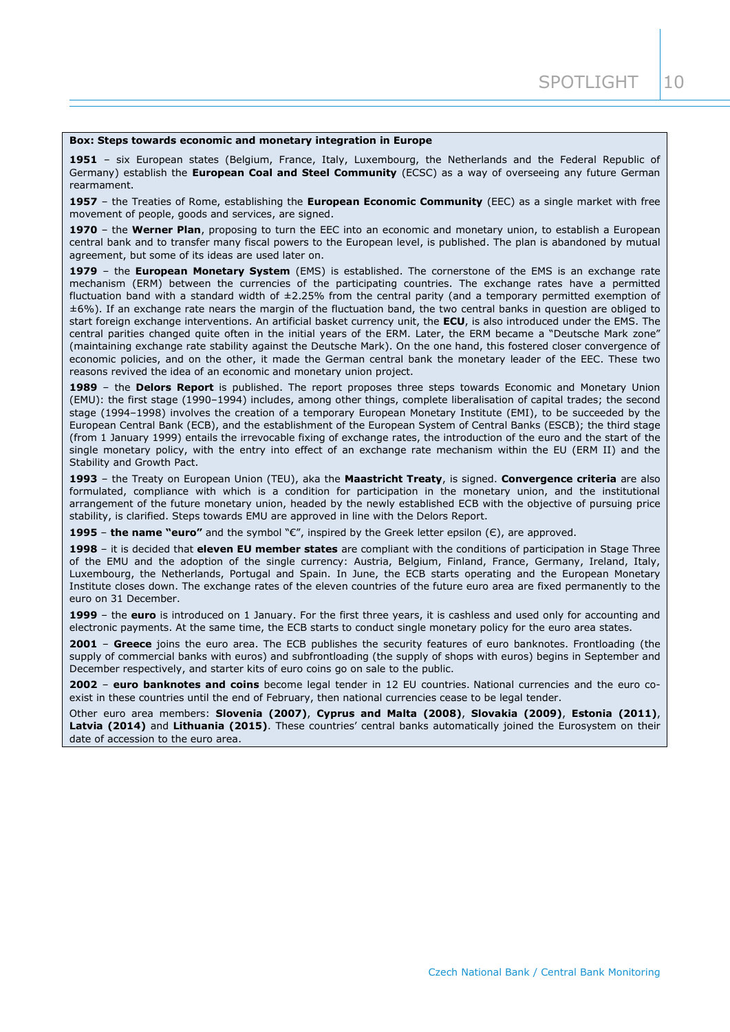**Box: Steps towards economic and monetary integration in Europe**

**1951** – six European states (Belgium, France, Italy, Luxembourg, the Netherlands and the Federal Republic of Germany) establish the **European Coal and Steel Community** (ECSC) as a way of overseeing any future German rearmament.

**1957** – the Treaties of Rome, establishing the **European Economic Community** (EEC) as a single market with free movement of people, goods and services, are signed.

**1970** – the **Werner Plan**, proposing to turn the EEC into an economic and monetary union, to establish a European central bank and to transfer many fiscal powers to the European level, is published. The plan is abandoned by mutual agreement, but some of its ideas are used later on.

**1979** – the **European Monetary System** (EMS) is established. The cornerstone of the EMS is an exchange rate mechanism (ERM) between the currencies of the participating countries. The exchange rates have a permitted fluctuation band with a standard width of ±2.25% from the central parity (and a temporary permitted exemption of ±6%). If an exchange rate nears the margin of the fluctuation band, the two central banks in question are obliged to start foreign exchange interventions. An artificial basket currency unit, the **ECU**, is also introduced under the EMS. The central parities changed quite often in the initial years of the ERM. Later, the ERM became a "Deutsche Mark zone" (maintaining exchange rate stability against the Deutsche Mark). On the one hand, this fostered closer convergence of economic policies, and on the other, it made the German central bank the monetary leader of the EEC. These two reasons revived the idea of an economic and monetary union project.

**1989** – the **Delors Report** is published. The report proposes three steps towards Economic and Monetary Union (EMU): the first stage (1990–1994) includes, among other things, complete liberalisation of capital trades; the second stage (1994–1998) involves the creation of a temporary European Monetary Institute (EMI), to be succeeded by the European Central Bank (ECB), and the establishment of the European System of Central Banks (ESCB); the third stage (from 1 January 1999) entails the irrevocable fixing of exchange rates, the introduction of the euro and the start of the single monetary policy, with the entry into effect of an exchange rate mechanism within the EU (ERM II) and the Stability and Growth Pact.

**1993** – the Treaty on European Union (TEU), aka the **Maastricht Treaty**, is signed. **Convergence criteria** are also formulated, compliance with which is a condition for participation in the monetary union, and the institutional arrangement of the future monetary union, headed by the newly established ECB with the objective of pursuing price stability, is clarified. Steps towards EMU are approved in line with the Delors Report.

**1995** – **the name "euro"** and the symbol "€", inspired by the Greek letter epsilon (Є), are approved.

**1998** – it is decided that **eleven EU member states** are compliant with the conditions of participation in Stage Three of the EMU and the adoption of the single currency: Austria, Belgium, Finland, France, Germany, Ireland, Italy, Luxembourg, the Netherlands, Portugal and Spain. In June, the ECB starts operating and the European Monetary Institute closes down. The exchange rates of the eleven countries of the future euro area are fixed permanently to the euro on 31 December.

**1999** – the **euro** is introduced on 1 January. For the first three years, it is cashless and used only for accounting and electronic payments. At the same time, the ECB starts to conduct single monetary policy for the euro area states.

**2001** – **Greece** joins the euro area. The ECB publishes the security features of euro banknotes. Frontloading (the supply of commercial banks with euros) and subfrontloading (the supply of shops with euros) begins in September and December respectively, and starter kits of euro coins go on sale to the public.

**2002** – **euro banknotes and coins** become legal tender in 12 EU countries. National currencies and the euro co-exist in these countries until the end of February, then national currencies cease to be legal tender.

Other euro area members: **Slovenia (2007)**, **Cyprus and Malta (2008)**, **Slovakia (2009)**, **Estonia (2011)**, **Latvia (2014)** and **Lithuania (2015)**. These countries' central banks automatically joined the Eurosystem on their date of accession to the euro area.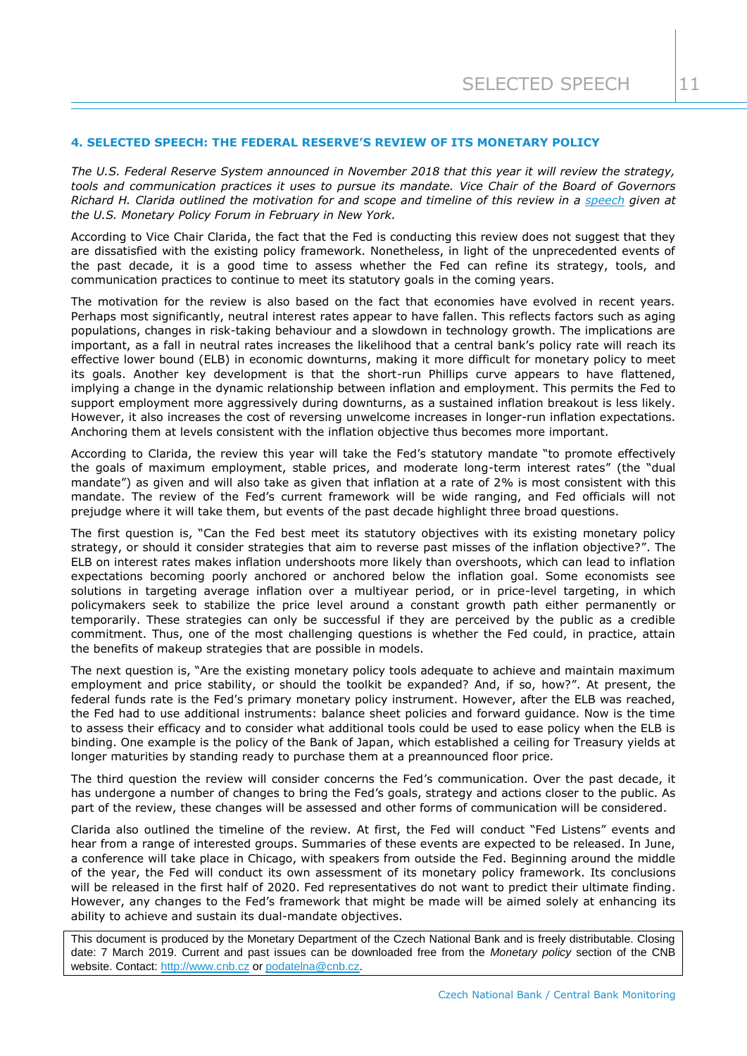#### 4. SELECTED SPEECH: THE FEDERAL RESERVE'S REVIEW OF ITS MONETARY POLICY

*The U.S. Federal Reserve System announced in November 2018 that this year it will review the strategy, tools and communication practices it uses to pursue its mandate. Vice Chair of the Board of Governors Richard H. Clarida outlined the motivation for and scope and timeline of this review in a speech given at the U.S. Monetary Policy Forum in February in New York.*

According to Vice Chair Clarida, the fact that the Fed is conducting this review does not suggest that they are dissatisfied with the existing policy framework. Nonetheless, in light of the unprecedented events of the past decade, it is a good time to assess whether the Fed can refine its strategy, tools, and communication practices to continue to meet its statutory goals in the coming years.

The motivation for the review is also based on the fact that economies have evolved in recent years. Perhaps most significantly, neutral interest rates appear to have fallen. This reflects factors such as aging populations, changes in risk-taking behaviour and a slowdown in technology growth. The implications are important, as a fall in neutral rates increases the likelihood that a central bank's policy rate will reach its effective lower bound (ELB) in economic downturns, making it more difficult for monetary policy to meet its goals. Another key development is that the short-run Phillips curve appears to have flattened, implying a change in the dynamic relationship between inflation and employment. This permits the Fed to support employment more aggressively during downturns, as a sustained inflation breakout is less likely. However, it also increases the cost of reversing unwelcome increases in longer-run inflation expectations. Anchoring them at levels consistent with the inflation objective thus becomes more important.

According to Clarida, the review this year will take the Fed's statutory mandate "to promote effectively the goals of maximum employment, stable prices, and moderate long-term interest rates" (the "dual mandate") as given and will also take as given that inflation at a rate of 2% is most consistent with this mandate. The review of the Fed's current framework will be wide ranging, and Fed officials will not prejudge where it will take them, but events of the past decade highlight three broad questions.

The first question is, "Can the Fed best meet its statutory objectives with its existing monetary policy strategy, or should it consider strategies that aim to reverse past misses of the inflation objective?". The ELB on interest rates makes inflation undershoots more likely than overshoots, which can lead to inflation expectations becoming poorly anchored or anchored below the inflation goal. Some economists see solutions in targeting average inflation over a multiyear period, or in price-level targeting, in which policymakers seek to stabilize the price level around a constant growth path either permanently or temporarily. These strategies can only be successful if they are perceived by the public as a credible commitment. Thus, one of the most challenging questions is whether the Fed could, in practice, attain the benefits of makeup strategies that are possible in models.

The next question is, "Are the existing monetary policy tools adequate to achieve and maintain maximum employment and price stability, or should the toolkit be expanded? And, if so, how?". At present, the federal funds rate is the Fed's primary monetary policy instrument. However, after the ELB was reached, the Fed had to use additional instruments: balance sheet policies and forward guidance. Now is the time to assess their efficacy and to consider what additional tools could be used to ease policy when the ELB is binding. One example is the policy of the Bank of Japan, which established a ceiling for Treasury yields at longer maturities by standing ready to purchase them at a preannounced floor price.

The third question the review will consider concerns the Fed's communication. Over the past decade, it has undergone a number of changes to bring the Fed's goals, strategy and actions closer to the public. As part of the review, these changes will be assessed and other forms of communication will be considered.

Clarida also outlined the timeline of the review. At first, the Fed will conduct "Fed Listens" events and hear from a range of interested groups. Summaries of these events are expected to be released. In June, a conference will take place in Chicago, with speakers from outside the Fed. Beginning around the middle of the year, the Fed will conduct its own assessment of its monetary policy framework. Its conclusions will be released in the first half of 2020. Fed representatives do not want to predict their ultimate finding. However, any changes to the Fed's framework that might be made will be aimed solely at enhancing its ability to achieve and sustain its dual-mandate objectives.

This document is produced by the Monetary Department of the Czech National Bank and is freely distributable. Closing date: 7 March 2019. Current and past issues can be downloaded free from the *Monetary policy* section of the CNB website. Contact: http://www.cnb.cz or podatelna@cnb.cz.